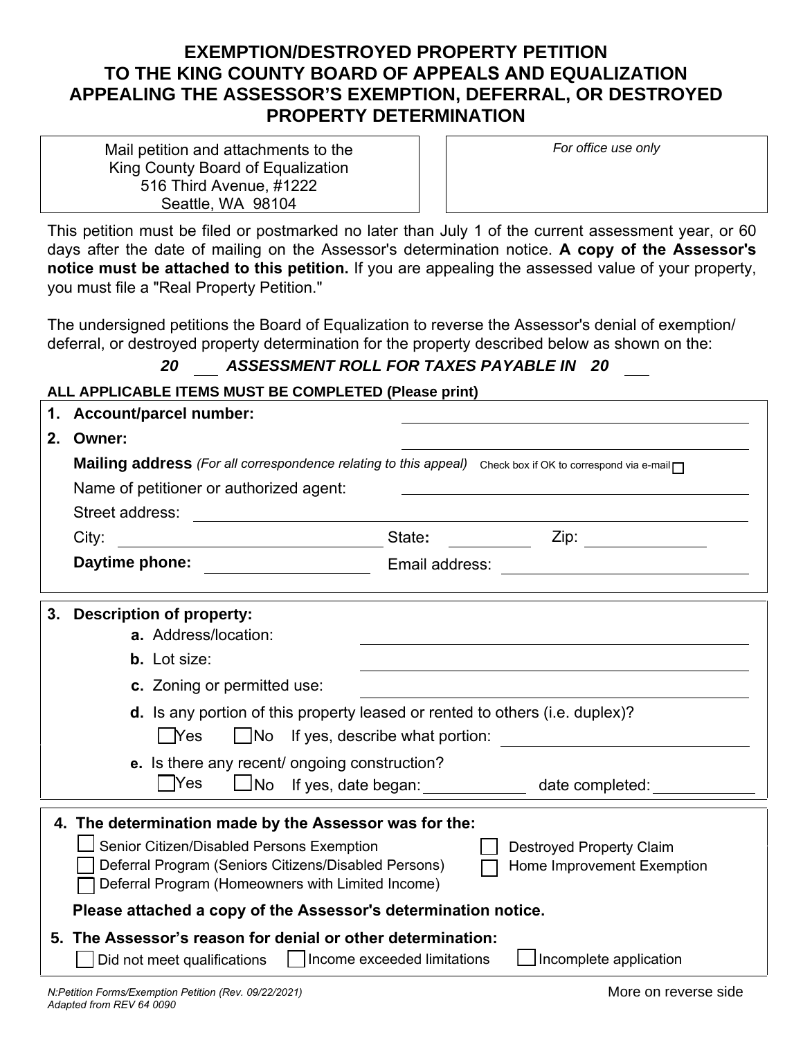# EXEMPTION/DESTROYED PROPERTY PETITION TO THE KING COUNTY BOARD OF APPEALS AND EQUALIZATION APPEALING THE ASSESSOR'S EXEMPTION, DEFERRAL, OR DESTROYED PROPERTY DETERMINATION

Mail petition and attachments to the
King County Board of Equalization
516 Third Avenue, #1222
Seattle, WA 98104

*For office use only*

This petition must be filed or postmarked no later than July 1 of the current assessment year, or 60 days after the date of mailing on the Assessor's determination notice. **A copy of the Assessor's notice must be attached to this petition.** If you are appealing the assessed value of your property, you must file a "Real Property Petition."

The undersigned petitions the Board of Equalization to reverse the Assessor's denial of exemption/ deferral, or destroyed property determination for the property described below as shown on the:

***20 ___ ASSESSMENT ROLL FOR TAXES PAYABLE IN 20 ___***

**ALL APPLICABLE ITEMS MUST BE COMPLETED (Please print)**

**1. Account/parcel number:** ______________________

**2. Owner:** ______________________

**Mailing address** *(For all correspondence relating to this appeal)* Check box if OK to correspond via e-mail ☐

Name of petitioner or authorized agent: ______________________

Street address: ______________________

City: ______________ State**:** ________ Zip: ________

**Daytime phone:** ______________ Email address: ______________________

**3. Description of property:**

**a.** Address/location: ______________________

**b.** Lot size: ______________________

**c.** Zoning or permitted use: ______________________

**d.** Is any portion of this property leased or rented to others (i.e. duplex)?

☐ Yes ☐ No If yes, describe what portion: ______________________

**e.** Is there any recent/ ongoing construction?

☐ Yes ☐ No If yes, date began: __________ date completed: __________

**4. The determination made by the Assessor was for the:**

☐ Senior Citizen/Disabled Persons Exemption
☐ Deferral Program (Seniors Citizens/Disabled Persons)
☐ Deferral Program (Homeowners with Limited Income)
☐ Destroyed Property Claim
☐ Home Improvement Exemption

**Please attached a copy of the Assessor's determination notice.**

**5. The Assessor's reason for denial or other determination:**

☐ Did not meet qualifications ☐ Income exceeded limitations ☐ Incomplete application

*N:Petition Forms/Exemption Petition (Rev. 09/22/2021)*
*Adapted from REV 64 0090*

More on reverse side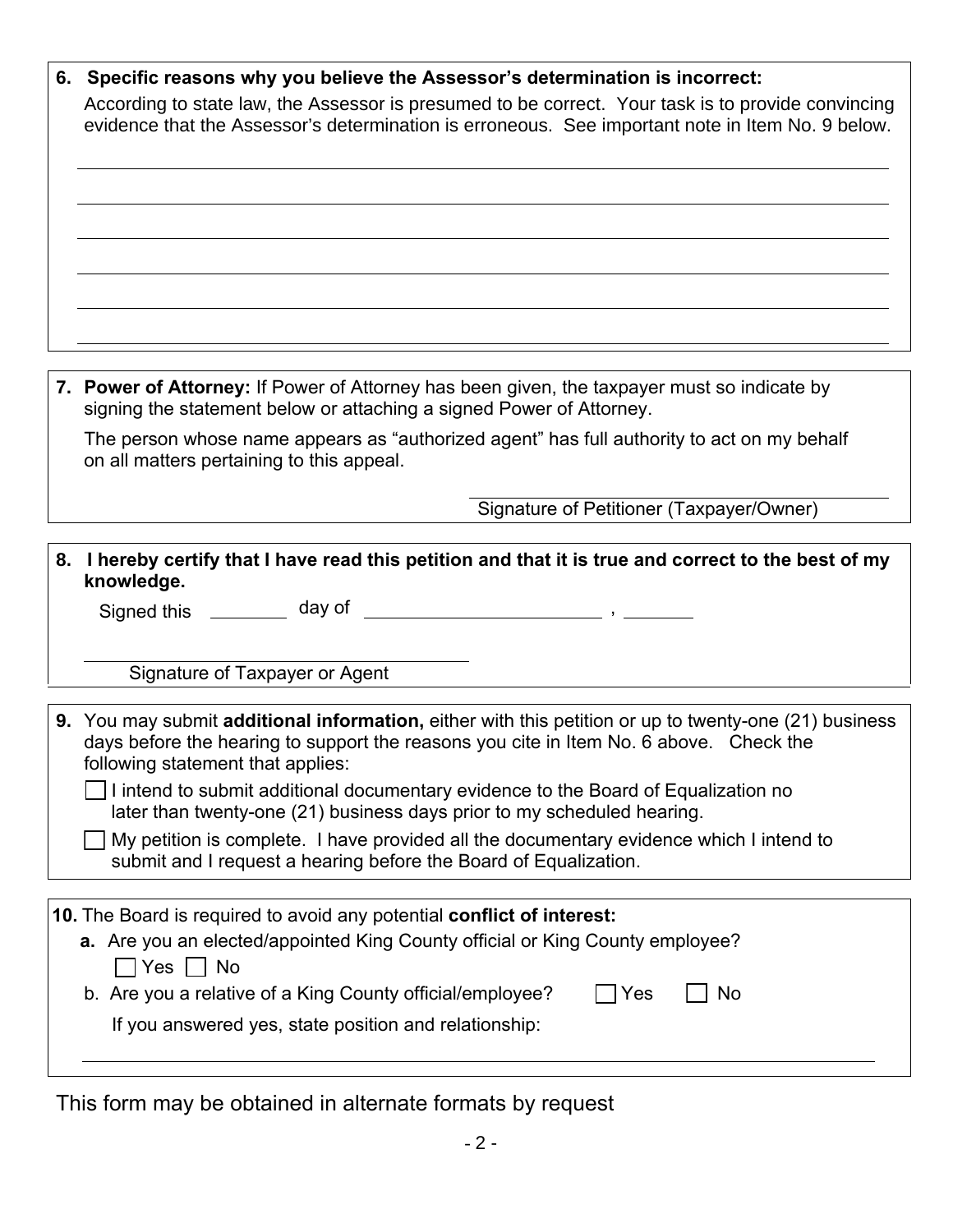**6. Specific reasons why you believe the Assessor's determination is incorrect:**

According to state law, the Assessor is presumed to be correct. Your task is to provide convincing evidence that the Assessor's determination is erroneous. See important note in Item No. 9 below.

\_\_\_\_\_\_\_\_\_\_\_\_\_\_\_\_\_\_\_\_\_\_\_\_\_\_\_\_\_\_\_\_\_\_\_\_\_\_\_\_\_\_\_\_\_\_\_\_\_\_\_\_\_\_\_\_\_\_\_\_\_\_\_\_\_\_\_\_\_\_\_\_\_\_\_\_\_\_

\_\_\_\_\_\_\_\_\_\_\_\_\_\_\_\_\_\_\_\_\_\_\_\_\_\_\_\_\_\_\_\_\_\_\_\_\_\_\_\_\_\_\_\_\_\_\_\_\_\_\_\_\_\_\_\_\_\_\_\_\_\_\_\_\_\_\_\_\_\_\_\_\_\_\_\_\_\_

\_\_\_\_\_\_\_\_\_\_\_\_\_\_\_\_\_\_\_\_\_\_\_\_\_\_\_\_\_\_\_\_\_\_\_\_\_\_\_\_\_\_\_\_\_\_\_\_\_\_\_\_\_\_\_\_\_\_\_\_\_\_\_\_\_\_\_\_\_\_\_\_\_\_\_\_\_\_

\_\_\_\_\_\_\_\_\_\_\_\_\_\_\_\_\_\_\_\_\_\_\_\_\_\_\_\_\_\_\_\_\_\_\_\_\_\_\_\_\_\_\_\_\_\_\_\_\_\_\_\_\_\_\_\_\_\_\_\_\_\_\_\_\_\_\_\_\_\_\_\_\_\_\_\_\_\_

\_\_\_\_\_\_\_\_\_\_\_\_\_\_\_\_\_\_\_\_\_\_\_\_\_\_\_\_\_\_\_\_\_\_\_\_\_\_\_\_\_\_\_\_\_\_\_\_\_\_\_\_\_\_\_\_\_\_\_\_\_\_\_\_\_\_\_\_\_\_\_\_\_\_\_\_\_\_

\_\_\_\_\_\_\_\_\_\_\_\_\_\_\_\_\_\_\_\_\_\_\_\_\_\_\_\_\_\_\_\_\_\_\_\_\_\_\_\_\_\_\_\_\_\_\_\_\_\_\_\_\_\_\_\_\_\_\_\_\_\_\_\_\_\_\_\_\_\_\_\_\_\_\_\_\_\_

**7. Power of Attorney:** If Power of Attorney has been given, the taxpayer must so indicate by signing the statement below or attaching a signed Power of Attorney.

The person whose name appears as "authorized agent" has full authority to act on my behalf on all matters pertaining to this appeal.

\_\_\_\_\_\_\_\_\_\_\_\_\_\_\_\_\_\_\_\_\_\_\_\_\_\_\_\_\_\_\_\_\_\_\_\_\_\_\_\_
Signature of Petitioner (Taxpayer/Owner)

**8. I hereby certify that I have read this petition and that it is true and correct to the best of my knowledge.**

Signed this \_\_\_\_\_\_\_\_ day of \_\_\_\_\_\_\_\_\_\_\_\_\_\_\_\_\_\_\_\_\_\_\_\_ , \_\_\_\_\_\_\_

\_\_\_\_\_\_\_\_\_\_\_\_\_\_\_\_\_\_\_\_\_\_\_\_\_\_\_\_\_\_\_\_\_\_\_\_\_\_\_\_
Signature of Taxpayer or Agent

**9.** You may submit **additional information,** either with this petition or up to twenty-one (21) business days before the hearing to support the reasons you cite in Item No. 6 above. Check the following statement that applies:

☐ I intend to submit additional documentary evidence to the Board of Equalization no later than twenty-one (21) business days prior to my scheduled hearing.

☐ My petition is complete. I have provided all the documentary evidence which I intend to submit and I request a hearing before the Board of Equalization.

**10.** The Board is required to avoid any potential **conflict of interest:**

**a.** Are you an elected/appointed King County official or King County employee?
☐ Yes ☐ No

b. Are you a relative of a King County official/employee? ☐ Yes ☐ No

If you answered yes, state position and relationship:

\_\_\_\_\_\_\_\_\_\_\_\_\_\_\_\_\_\_\_\_\_\_\_\_\_\_\_\_\_\_\_\_\_\_\_\_\_\_\_\_\_\_\_\_\_\_\_\_\_\_\_\_\_\_\_\_\_\_\_\_\_\_\_\_\_\_\_\_\_\_\_\_\_\_\_\_\_\_

This form may be obtained in alternate formats by request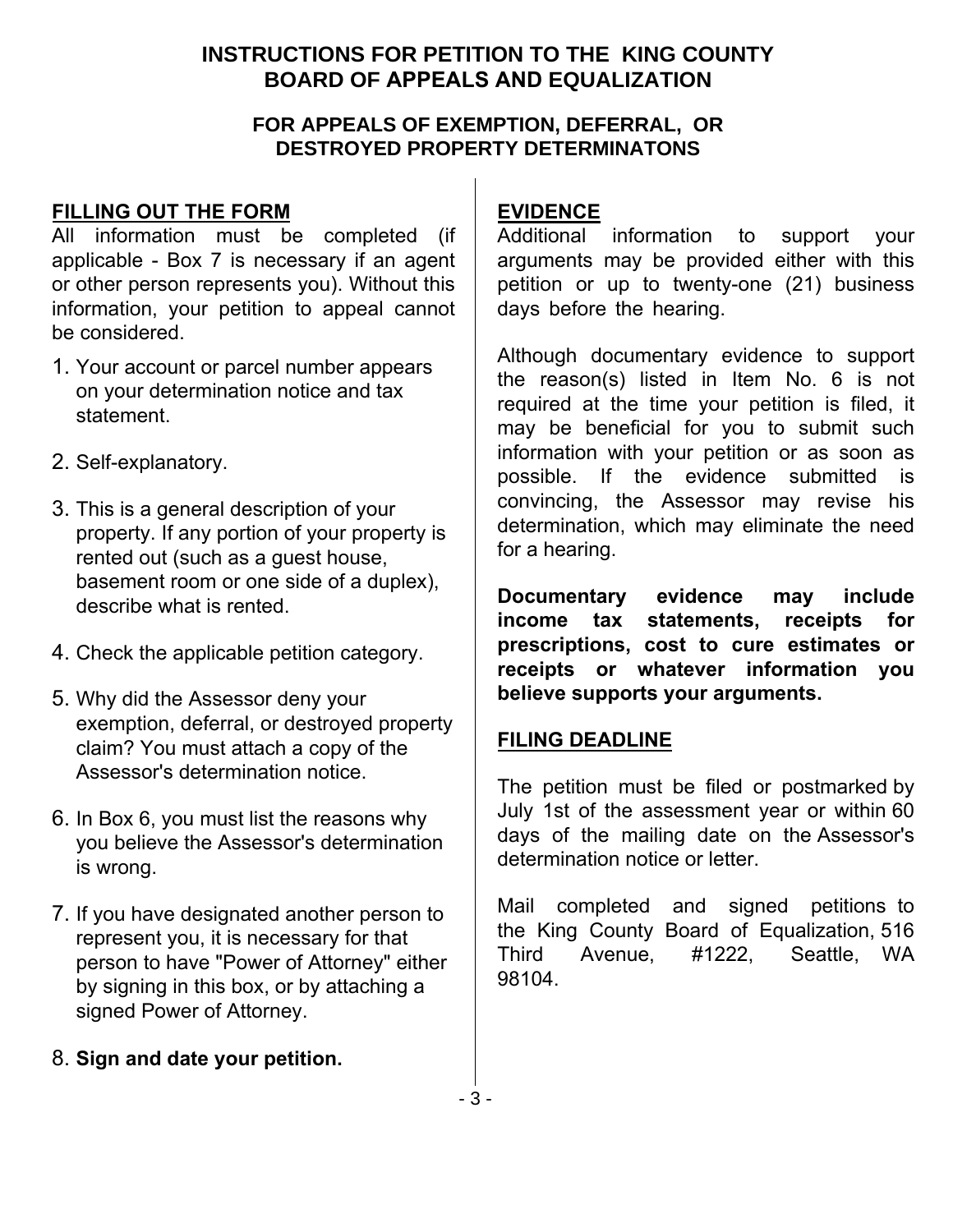# INSTRUCTIONS FOR PETITION TO THE KING COUNTY BOARD OF APPEALS AND EQUALIZATION

## FOR APPEALS OF EXEMPTION, DEFERRAL, OR DESTROYED PROPERTY DETERMINATONS

### FILLING OUT THE FORM

All information must be completed (if applicable - Box 7 is necessary if an agent or other person represents you). Without this information, your petition to appeal cannot be considered.

1. Your account or parcel number appears on your determination notice and tax statement.

2. Self-explanatory.

3. This is a general description of your property. If any portion of your property is rented out (such as a guest house, basement room or one side of a duplex), describe what is rented.

4. Check the applicable petition category.

5. Why did the Assessor deny your exemption, deferral, or destroyed property claim? You must attach a copy of the Assessor's determination notice.

6. In Box 6, you must list the reasons why you believe the Assessor's determination is wrong.

7. If you have designated another person to represent you, it is necessary for that person to have "Power of Attorney" either by signing in this box, or by attaching a signed Power of Attorney.

8. **Sign and date your petition.**

### EVIDENCE

Additional information to support your arguments may be provided either with this petition or up to twenty-one (21) business days before the hearing.

Although documentary evidence to support the reason(s) listed in Item No. 6 is not required at the time your petition is filed, it may be beneficial for you to submit such information with your petition or as soon as possible. If the evidence submitted is convincing, the Assessor may revise his determination, which may eliminate the need for a hearing.

**Documentary evidence may include income tax statements, receipts for prescriptions, cost to cure estimates or receipts or whatever information you believe supports your arguments.**

### FILING DEADLINE

The petition must be filed or postmarked by July 1st of the assessment year or within 60 days of the mailing date on the Assessor's determination notice or letter.

Mail completed and signed petitions to the King County Board of Equalization, 516 Third Avenue, #1222, Seattle, WA 98104.